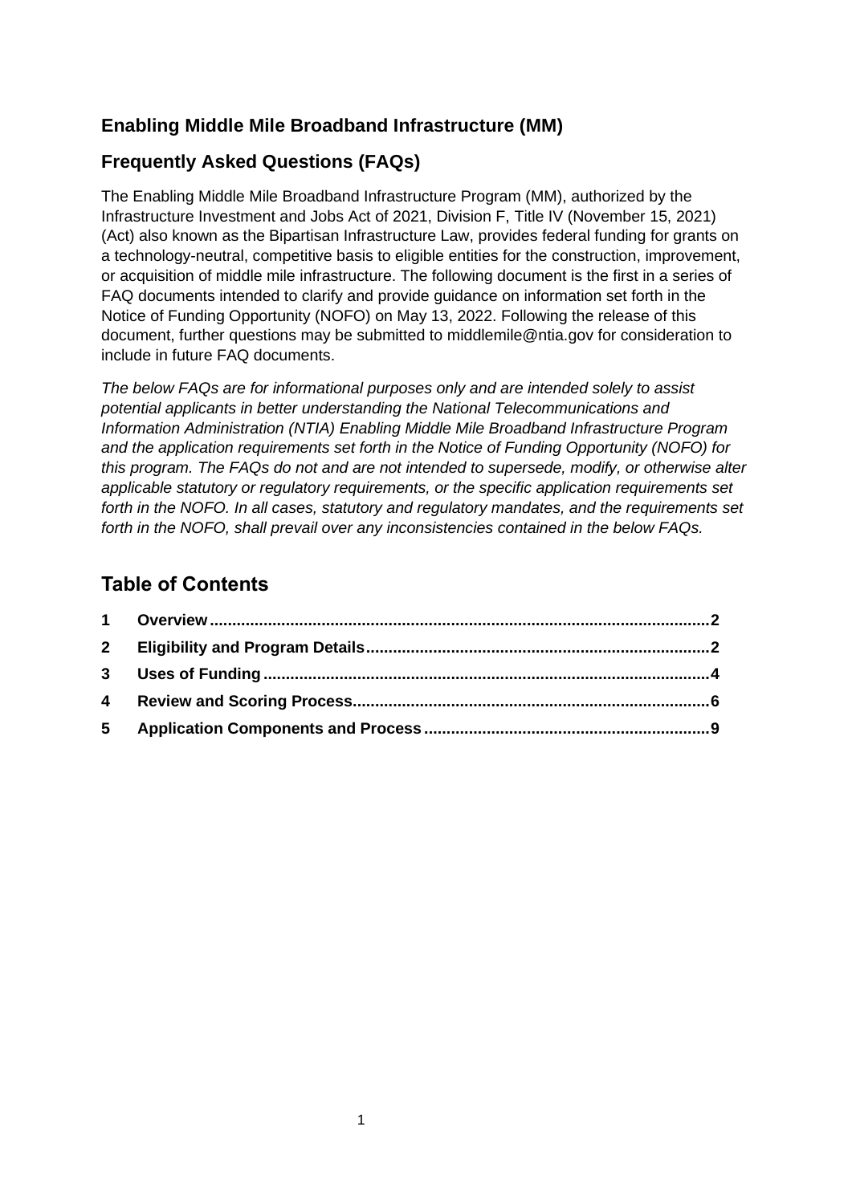# Enabling Middle Mile Broadband Infrastructure (MM)

## Frequently Asked Questions (FAQs)

The Enabling Middle Mile Broadband Infrastructure Program (MM), authorized by the Infrastructure Investment and Jobs Act of 2021, Division F, Title IV (November 15, 2021) (Act) also known as the Bipartisan Infrastructure Law, provides federal funding for grants on a technology-neutral, competitive basis to eligible entities for the construction, improvement, or acquisition of middle mile infrastructure. The following document is the first in a series of FAQ documents intended to clarify and provide guidance on information set forth in the Notice of Funding Opportunity (NOFO) on May 13, 2022. Following the release of this document, further questions may be submitted to middlemile@ntia.gov for consideration to include in future FAQ documents.

*The below FAQs are for informational purposes only and are intended solely to assist potential applicants in better understanding the National Telecommunications and Information Administration (NTIA) Enabling Middle Mile Broadband Infrastructure Program and the application requirements set forth in the Notice of Funding Opportunity (NOFO) for this program. The FAQs do not and are not intended to supersede, modify, or otherwise alter applicable statutory or regulatory requirements, or the specific application requirements set forth in the NOFO. In all cases, statutory and regulatory mandates, and the requirements set forth in the NOFO, shall prevail over any inconsistencies contained in the below FAQs.*

## Table of Contents

**1 Overview....2**

**2 Eligibility and Program Details....2**

**3 Uses of Funding....4**

**4 Review and Scoring Process....6**

**5 Application Components and Process....9**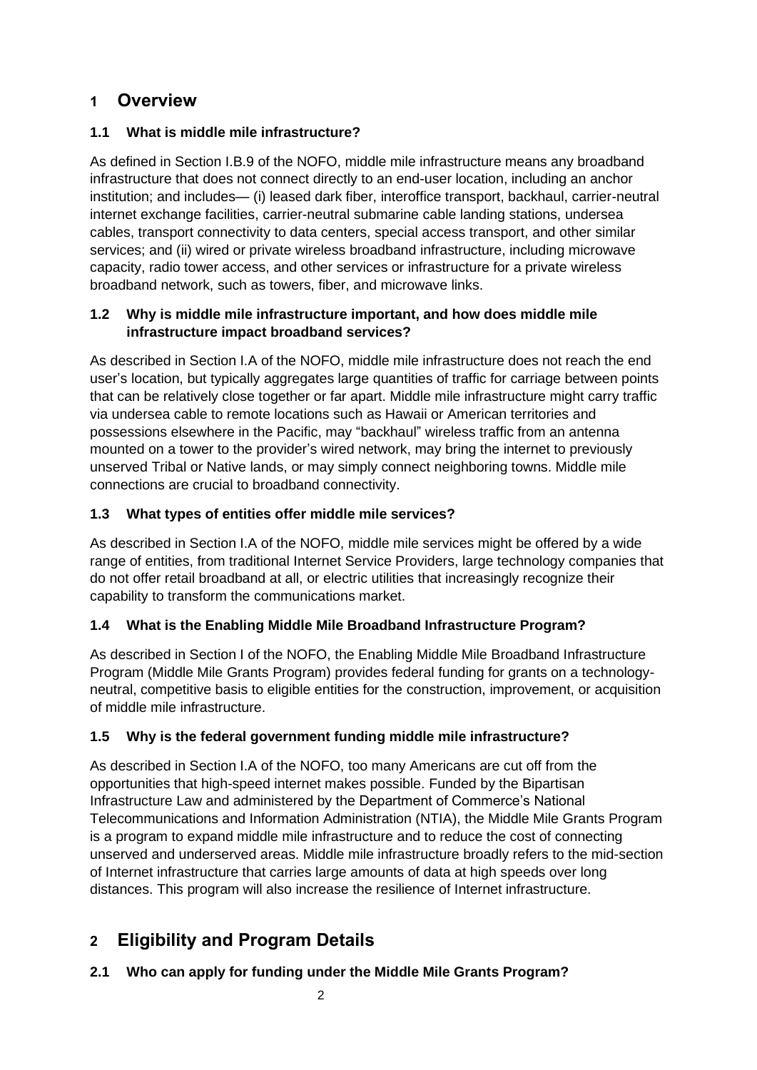# 1 Overview

## 1.1 What is middle mile infrastructure?

As defined in Section I.B.9 of the NOFO, middle mile infrastructure means any broadband infrastructure that does not connect directly to an end-user location, including an anchor institution; and includes— (i) leased dark fiber, interoffice transport, backhaul, carrier-neutral internet exchange facilities, carrier-neutral submarine cable landing stations, undersea cables, transport connectivity to data centers, special access transport, and other similar services; and (ii) wired or private wireless broadband infrastructure, including microwave capacity, radio tower access, and other services or infrastructure for a private wireless broadband network, such as towers, fiber, and microwave links.

## 1.2 Why is middle mile infrastructure important, and how does middle mile infrastructure impact broadband services?

As described in Section I.A of the NOFO, middle mile infrastructure does not reach the end user's location, but typically aggregates large quantities of traffic for carriage between points that can be relatively close together or far apart. Middle mile infrastructure might carry traffic via undersea cable to remote locations such as Hawaii or American territories and possessions elsewhere in the Pacific, may "backhaul" wireless traffic from an antenna mounted on a tower to the provider's wired network, may bring the internet to previously unserved Tribal or Native lands, or may simply connect neighboring towns. Middle mile connections are crucial to broadband connectivity.

## 1.3 What types of entities offer middle mile services?

As described in Section I.A of the NOFO, middle mile services might be offered by a wide range of entities, from traditional Internet Service Providers, large technology companies that do not offer retail broadband at all, or electric utilities that increasingly recognize their capability to transform the communications market.

## 1.4 What is the Enabling Middle Mile Broadband Infrastructure Program?

As described in Section I of the NOFO, the Enabling Middle Mile Broadband Infrastructure Program (Middle Mile Grants Program) provides federal funding for grants on a technology-neutral, competitive basis to eligible entities for the construction, improvement, or acquisition of middle mile infrastructure.

## 1.5 Why is the federal government funding middle mile infrastructure?

As described in Section I.A of the NOFO, too many Americans are cut off from the opportunities that high-speed internet makes possible. Funded by the Bipartisan Infrastructure Law and administered by the Department of Commerce's National Telecommunications and Information Administration (NTIA), the Middle Mile Grants Program is a program to expand middle mile infrastructure and to reduce the cost of connecting unserved and underserved areas. Middle mile infrastructure broadly refers to the mid-section of Internet infrastructure that carries large amounts of data at high speeds over long distances. This program will also increase the resilience of Internet infrastructure.

# 2 Eligibility and Program Details

## 2.1 Who can apply for funding under the Middle Mile Grants Program?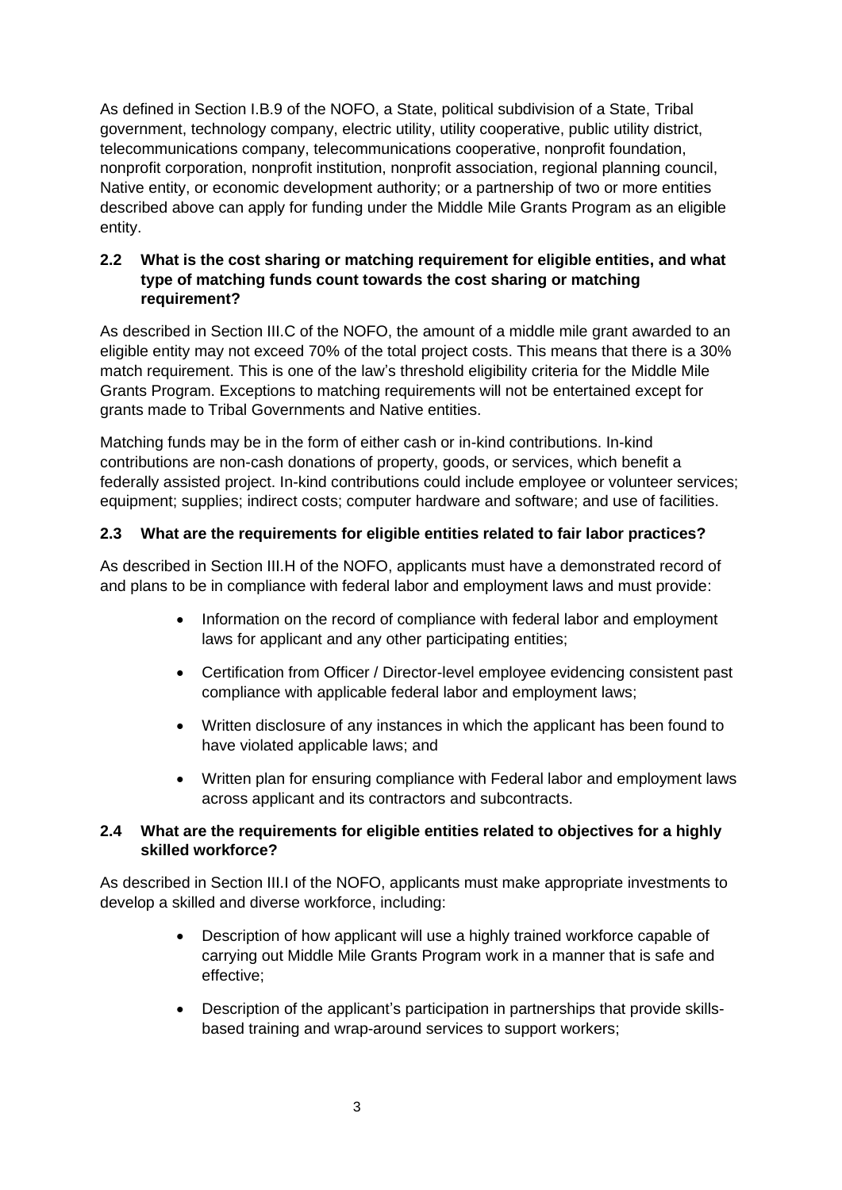As defined in Section I.B.9 of the NOFO, a State, political subdivision of a State, Tribal government, technology company, electric utility, utility cooperative, public utility district, telecommunications company, telecommunications cooperative, nonprofit foundation, nonprofit corporation, nonprofit institution, nonprofit association, regional planning council, Native entity, or economic development authority; or a partnership of two or more entities described above can apply for funding under the Middle Mile Grants Program as an eligible entity.

### 2.2 What is the cost sharing or matching requirement for eligible entities, and what type of matching funds count towards the cost sharing or matching requirement?

As described in Section III.C of the NOFO, the amount of a middle mile grant awarded to an eligible entity may not exceed 70% of the total project costs. This means that there is a 30% match requirement. This is one of the law's threshold eligibility criteria for the Middle Mile Grants Program. Exceptions to matching requirements will not be entertained except for grants made to Tribal Governments and Native entities.

Matching funds may be in the form of either cash or in-kind contributions. In-kind contributions are non-cash donations of property, goods, or services, which benefit a federally assisted project. In-kind contributions could include employee or volunteer services; equipment; supplies; indirect costs; computer hardware and software; and use of facilities.

### 2.3 What are the requirements for eligible entities related to fair labor practices?

As described in Section III.H of the NOFO, applicants must have a demonstrated record of and plans to be in compliance with federal labor and employment laws and must provide:

- Information on the record of compliance with federal labor and employment laws for applicant and any other participating entities;
- Certification from Officer / Director-level employee evidencing consistent past compliance with applicable federal labor and employment laws;
- Written disclosure of any instances in which the applicant has been found to have violated applicable laws; and
- Written plan for ensuring compliance with Federal labor and employment laws across applicant and its contractors and subcontracts.

### 2.4 What are the requirements for eligible entities related to objectives for a highly skilled workforce?

As described in Section III.I of the NOFO, applicants must make appropriate investments to develop a skilled and diverse workforce, including:

- Description of how applicant will use a highly trained workforce capable of carrying out Middle Mile Grants Program work in a manner that is safe and effective;
- Description of the applicant's participation in partnerships that provide skills-based training and wrap-around services to support workers;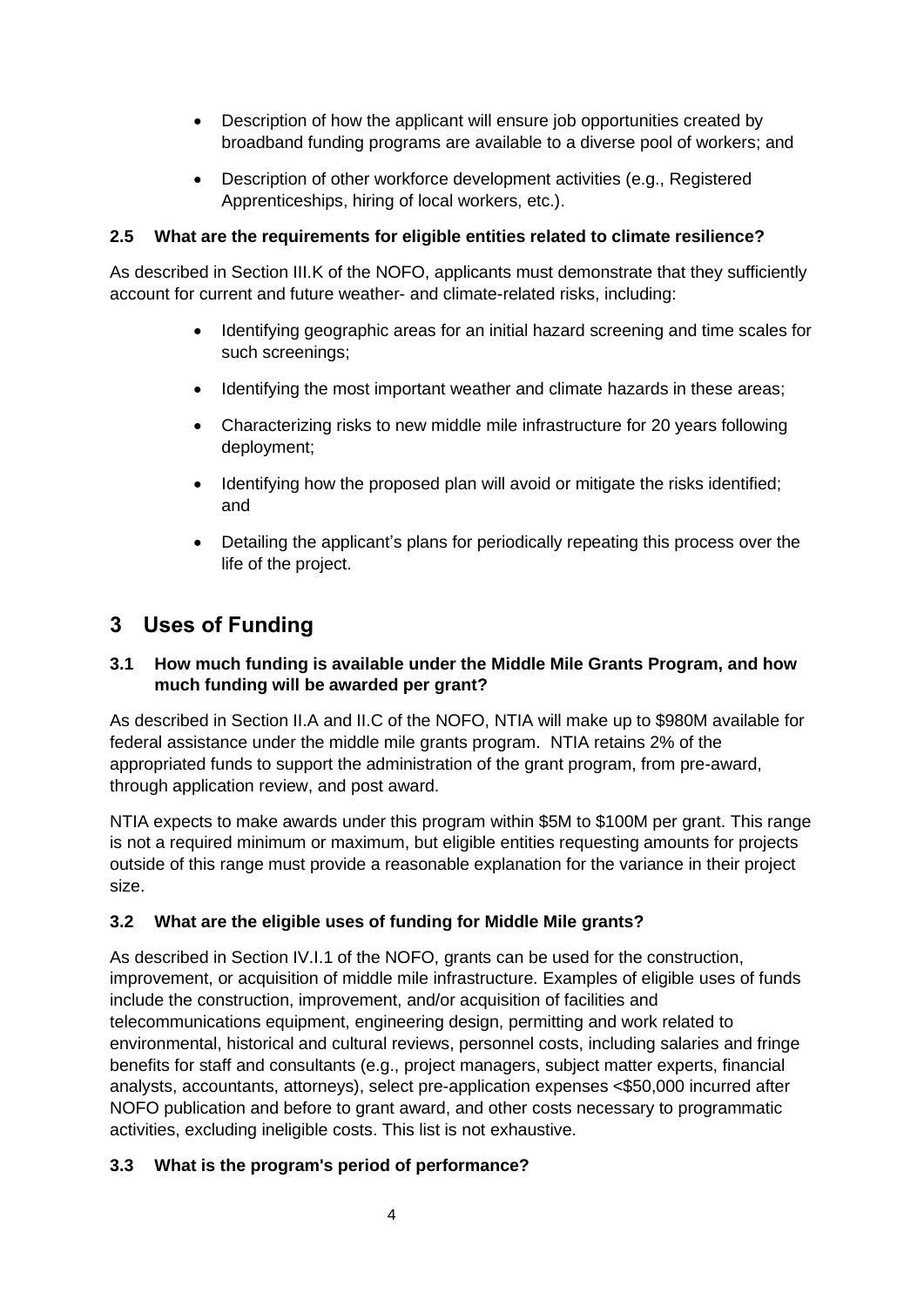- Description of how the applicant will ensure job opportunities created by broadband funding programs are available to a diverse pool of workers; and
- Description of other workforce development activities (e.g., Registered Apprenticeships, hiring of local workers, etc.).

### 2.5 What are the requirements for eligible entities related to climate resilience?

As described in Section III.K of the NOFO, applicants must demonstrate that they sufficiently account for current and future weather- and climate-related risks, including:

- Identifying geographic areas for an initial hazard screening and time scales for such screenings;
- Identifying the most important weather and climate hazards in these areas;
- Characterizing risks to new middle mile infrastructure for 20 years following deployment;
- Identifying how the proposed plan will avoid or mitigate the risks identified; and
- Detailing the applicant's plans for periodically repeating this process over the life of the project.

## 3 Uses of Funding

### 3.1 How much funding is available under the Middle Mile Grants Program, and how much funding will be awarded per grant?

As described in Section II.A and II.C of the NOFO, NTIA will make up to $980M available for federal assistance under the middle mile grants program. NTIA retains 2% of the appropriated funds to support the administration of the grant program, from pre-award, through application review, and post award.

NTIA expects to make awards under this program within $5M to $100M per grant. This range is not a required minimum or maximum, but eligible entities requesting amounts for projects outside of this range must provide a reasonable explanation for the variance in their project size.

### 3.2 What are the eligible uses of funding for Middle Mile grants?

As described in Section IV.I.1 of the NOFO, grants can be used for the construction, improvement, or acquisition of middle mile infrastructure. Examples of eligible uses of funds include the construction, improvement, and/or acquisition of facilities and telecommunications equipment, engineering design, permitting and work related to environmental, historical and cultural reviews, personnel costs, including salaries and fringe benefits for staff and consultants (e.g., project managers, subject matter experts, financial analysts, accountants, attorneys), select pre-application expenses <$50,000 incurred after NOFO publication and before to grant award, and other costs necessary to programmatic activities, excluding ineligible costs. This list is not exhaustive.

### 3.3 What is the program's period of performance?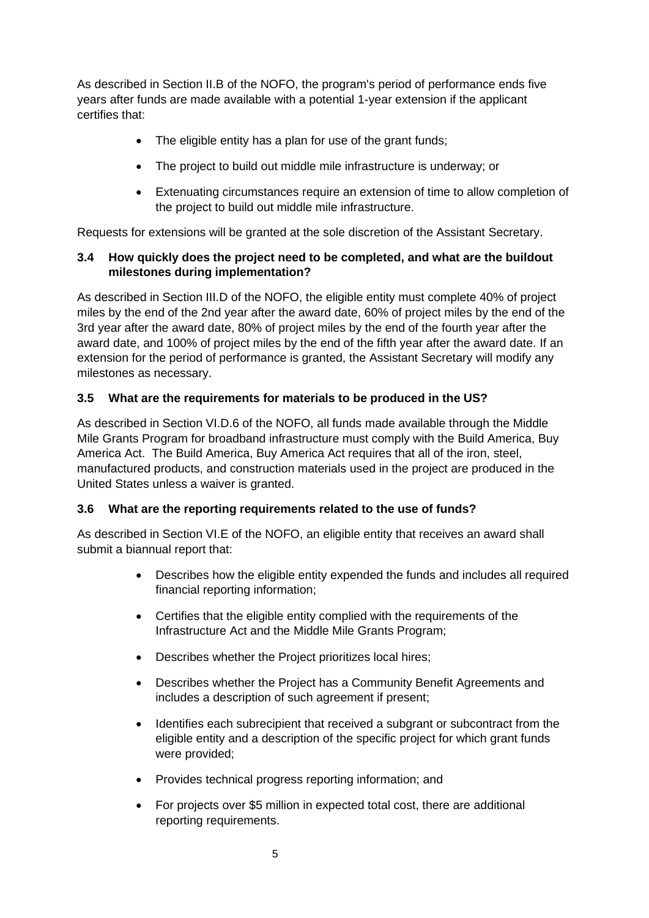As described in Section II.B of the NOFO, the program's period of performance ends five years after funds are made available with a potential 1-year extension if the applicant certifies that:

- The eligible entity has a plan for use of the grant funds;
- The project to build out middle mile infrastructure is underway; or
- Extenuating circumstances require an extension of time to allow completion of the project to build out middle mile infrastructure.

Requests for extensions will be granted at the sole discretion of the Assistant Secretary.

### 3.4 How quickly does the project need to be completed, and what are the buildout milestones during implementation?

As described in Section III.D of the NOFO, the eligible entity must complete 40% of project miles by the end of the 2nd year after the award date, 60% of project miles by the end of the 3rd year after the award date, 80% of project miles by the end of the fourth year after the award date, and 100% of project miles by the end of the fifth year after the award date. If an extension for the period of performance is granted, the Assistant Secretary will modify any milestones as necessary.

### 3.5 What are the requirements for materials to be produced in the US?

As described in Section VI.D.6 of the NOFO, all funds made available through the Middle Mile Grants Program for broadband infrastructure must comply with the Build America, Buy America Act. The Build America, Buy America Act requires that all of the iron, steel, manufactured products, and construction materials used in the project are produced in the United States unless a waiver is granted.

### 3.6 What are the reporting requirements related to the use of funds?

As described in Section VI.E of the NOFO, an eligible entity that receives an award shall submit a biannual report that:

- Describes how the eligible entity expended the funds and includes all required financial reporting information;
- Certifies that the eligible entity complied with the requirements of the Infrastructure Act and the Middle Mile Grants Program;
- Describes whether the Project prioritizes local hires;
- Describes whether the Project has a Community Benefit Agreements and includes a description of such agreement if present;
- Identifies each subrecipient that received a subgrant or subcontract from the eligible entity and a description of the specific project for which grant funds were provided;
- Provides technical progress reporting information; and
- For projects over $5 million in expected total cost, there are additional reporting requirements.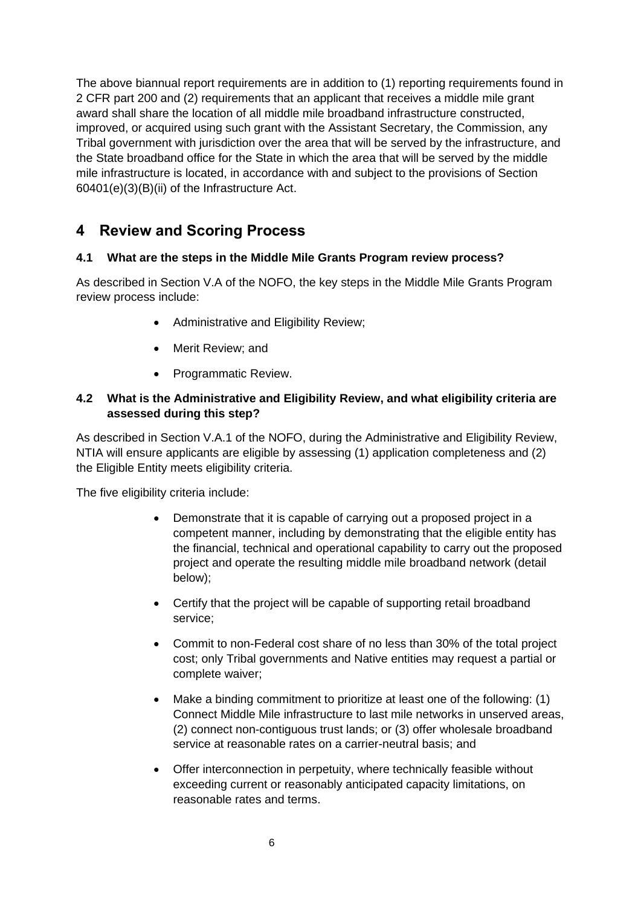The above biannual report requirements are in addition to (1) reporting requirements found in 2 CFR part 200 and (2) requirements that an applicant that receives a middle mile grant award shall share the location of all middle mile broadband infrastructure constructed, improved, or acquired using such grant with the Assistant Secretary, the Commission, any Tribal government with jurisdiction over the area that will be served by the infrastructure, and the State broadband office for the State in which the area that will be served by the middle mile infrastructure is located, in accordance with and subject to the provisions of Section 60401(e)(3)(B)(ii) of the Infrastructure Act.

# 4 Review and Scoring Process

### 4.1 What are the steps in the Middle Mile Grants Program review process?

As described in Section V.A of the NOFO, the key steps in the Middle Mile Grants Program review process include:

- Administrative and Eligibility Review;
- Merit Review; and
- Programmatic Review.

### 4.2 What is the Administrative and Eligibility Review, and what eligibility criteria are assessed during this step?

As described in Section V.A.1 of the NOFO, during the Administrative and Eligibility Review, NTIA will ensure applicants are eligible by assessing (1) application completeness and (2) the Eligible Entity meets eligibility criteria.

The five eligibility criteria include:

- Demonstrate that it is capable of carrying out a proposed project in a competent manner, including by demonstrating that the eligible entity has the financial, technical and operational capability to carry out the proposed project and operate the resulting middle mile broadband network (detail below);
- Certify that the project will be capable of supporting retail broadband service;
- Commit to non-Federal cost share of no less than 30% of the total project cost; only Tribal governments and Native entities may request a partial or complete waiver;
- Make a binding commitment to prioritize at least one of the following: (1) Connect Middle Mile infrastructure to last mile networks in unserved areas, (2) connect non-contiguous trust lands; or (3) offer wholesale broadband service at reasonable rates on a carrier-neutral basis; and
- Offer interconnection in perpetuity, where technically feasible without exceeding current or reasonably anticipated capacity limitations, on reasonable rates and terms.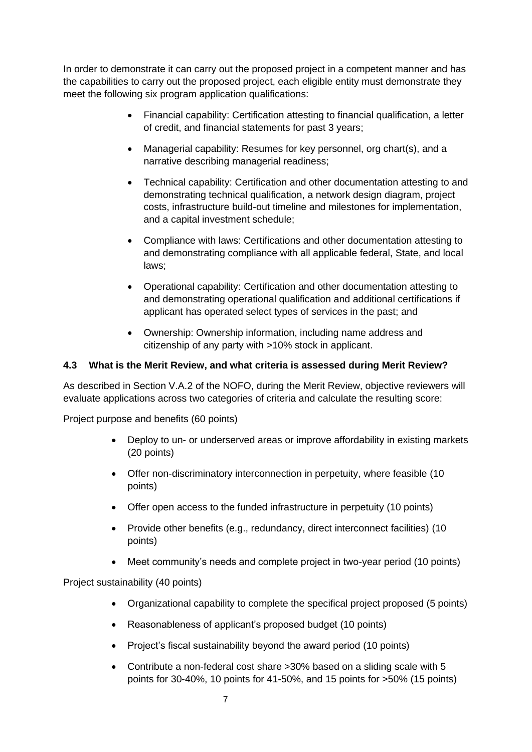In order to demonstrate it can carry out the proposed project in a competent manner and has the capabilities to carry out the proposed project, each eligible entity must demonstrate they meet the following six program application qualifications:

- Financial capability: Certification attesting to financial qualification, a letter of credit, and financial statements for past 3 years;
- Managerial capability: Resumes for key personnel, org chart(s), and a narrative describing managerial readiness;
- Technical capability: Certification and other documentation attesting to and demonstrating technical qualification, a network design diagram, project costs, infrastructure build-out timeline and milestones for implementation, and a capital investment schedule;
- Compliance with laws: Certifications and other documentation attesting to and demonstrating compliance with all applicable federal, State, and local laws;
- Operational capability: Certification and other documentation attesting to and demonstrating operational qualification and additional certifications if applicant has operated select types of services in the past; and
- Ownership: Ownership information, including name address and citizenship of any party with >10% stock in applicant.

### 4.3 What is the Merit Review, and what criteria is assessed during Merit Review?

As described in Section V.A.2 of the NOFO, during the Merit Review, objective reviewers will evaluate applications across two categories of criteria and calculate the resulting score:

Project purpose and benefits (60 points)

- Deploy to un- or underserved areas or improve affordability in existing markets (20 points)
- Offer non-discriminatory interconnection in perpetuity, where feasible (10 points)
- Offer open access to the funded infrastructure in perpetuity (10 points)
- Provide other benefits (e.g., redundancy, direct interconnect facilities) (10 points)
- Meet community's needs and complete project in two-year period (10 points)

Project sustainability (40 points)

- Organizational capability to complete the specifical project proposed (5 points)
- Reasonableness of applicant's proposed budget (10 points)
- Project's fiscal sustainability beyond the award period (10 points)
- Contribute a non-federal cost share >30% based on a sliding scale with 5 points for 30-40%, 10 points for 41-50%, and 15 points for >50% (15 points)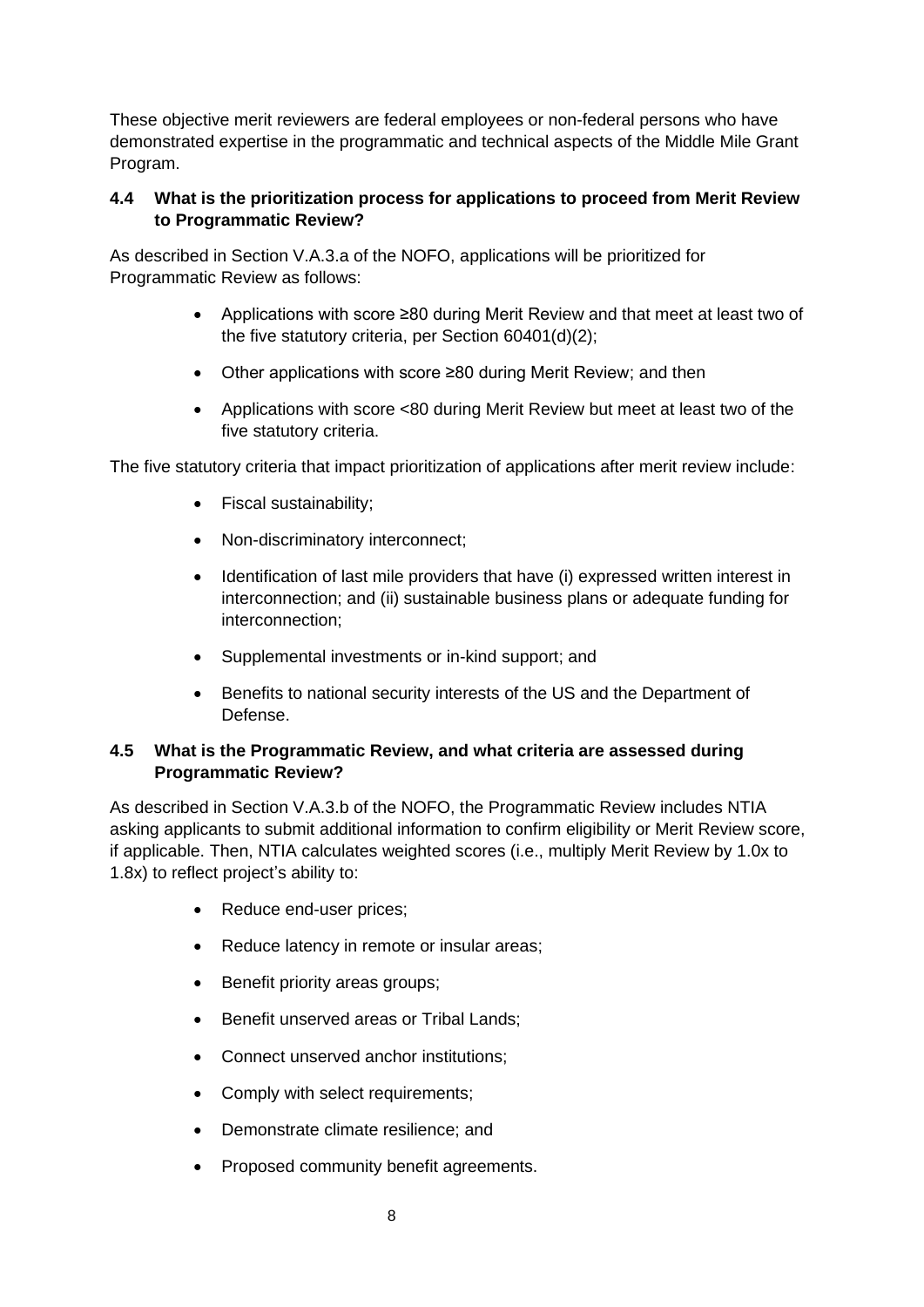These objective merit reviewers are federal employees or non-federal persons who have demonstrated expertise in the programmatic and technical aspects of the Middle Mile Grant Program.

### 4.4 What is the prioritization process for applications to proceed from Merit Review to Programmatic Review?

As described in Section V.A.3.a of the NOFO, applications will be prioritized for Programmatic Review as follows:

- Applications with score ≥80 during Merit Review and that meet at least two of the five statutory criteria, per Section 60401(d)(2);
- Other applications with score ≥80 during Merit Review; and then
- Applications with score <80 during Merit Review but meet at least two of the five statutory criteria.

The five statutory criteria that impact prioritization of applications after merit review include:

- Fiscal sustainability;
- Non-discriminatory interconnect;
- Identification of last mile providers that have (i) expressed written interest in interconnection; and (ii) sustainable business plans or adequate funding for interconnection;
- Supplemental investments or in-kind support; and
- Benefits to national security interests of the US and the Department of Defense.

### 4.5 What is the Programmatic Review, and what criteria are assessed during Programmatic Review?

As described in Section V.A.3.b of the NOFO, the Programmatic Review includes NTIA asking applicants to submit additional information to confirm eligibility or Merit Review score, if applicable. Then, NTIA calculates weighted scores (i.e., multiply Merit Review by 1.0x to 1.8x) to reflect project's ability to:

- Reduce end-user prices;
- Reduce latency in remote or insular areas;
- Benefit priority areas groups;
- Benefit unserved areas or Tribal Lands;
- Connect unserved anchor institutions;
- Comply with select requirements;
- Demonstrate climate resilience; and
- Proposed community benefit agreements.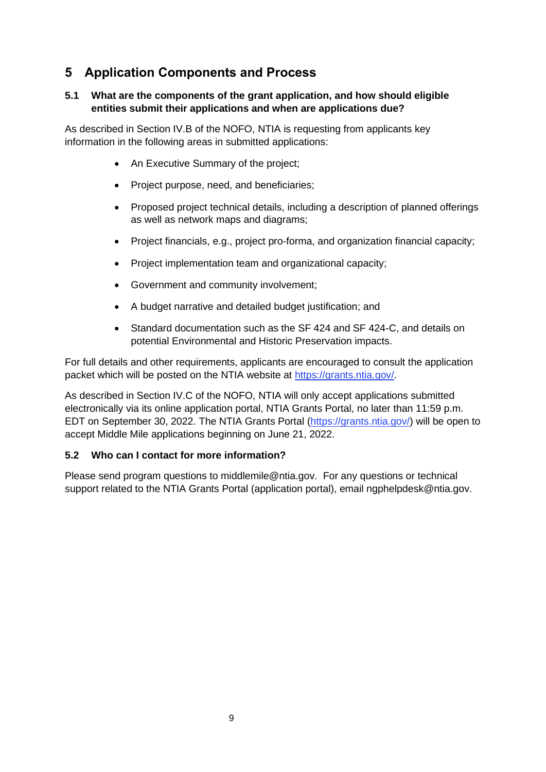# 5 Application Components and Process

### 5.1 What are the components of the grant application, and how should eligible entities submit their applications and when are applications due?

As described in Section IV.B of the NOFO, NTIA is requesting from applicants key information in the following areas in submitted applications:

- An Executive Summary of the project;
- Project purpose, need, and beneficiaries;
- Proposed project technical details, including a description of planned offerings as well as network maps and diagrams;
- Project financials, e.g., project pro-forma, and organization financial capacity;
- Project implementation team and organizational capacity;
- Government and community involvement;
- A budget narrative and detailed budget justification; and
- Standard documentation such as the SF 424 and SF 424-C, and details on potential Environmental and Historic Preservation impacts.

For full details and other requirements, applicants are encouraged to consult the application packet which will be posted on the NTIA website at [https://grants.ntia.gov/](https://grants.ntia.gov/).

As described in Section IV.C of the NOFO, NTIA will only accept applications submitted electronically via its online application portal, NTIA Grants Portal, no later than 11:59 p.m. EDT on September 30, 2022. The NTIA Grants Portal ([https://grants.ntia.gov/](https://grants.ntia.gov/)) will be open to accept Middle Mile applications beginning on June 21, 2022.

### 5.2 Who can I contact for more information?

Please send program questions to middlemile@ntia.gov. For any questions or technical support related to the NTIA Grants Portal (application portal), email ngphelpdesk@ntia.gov.